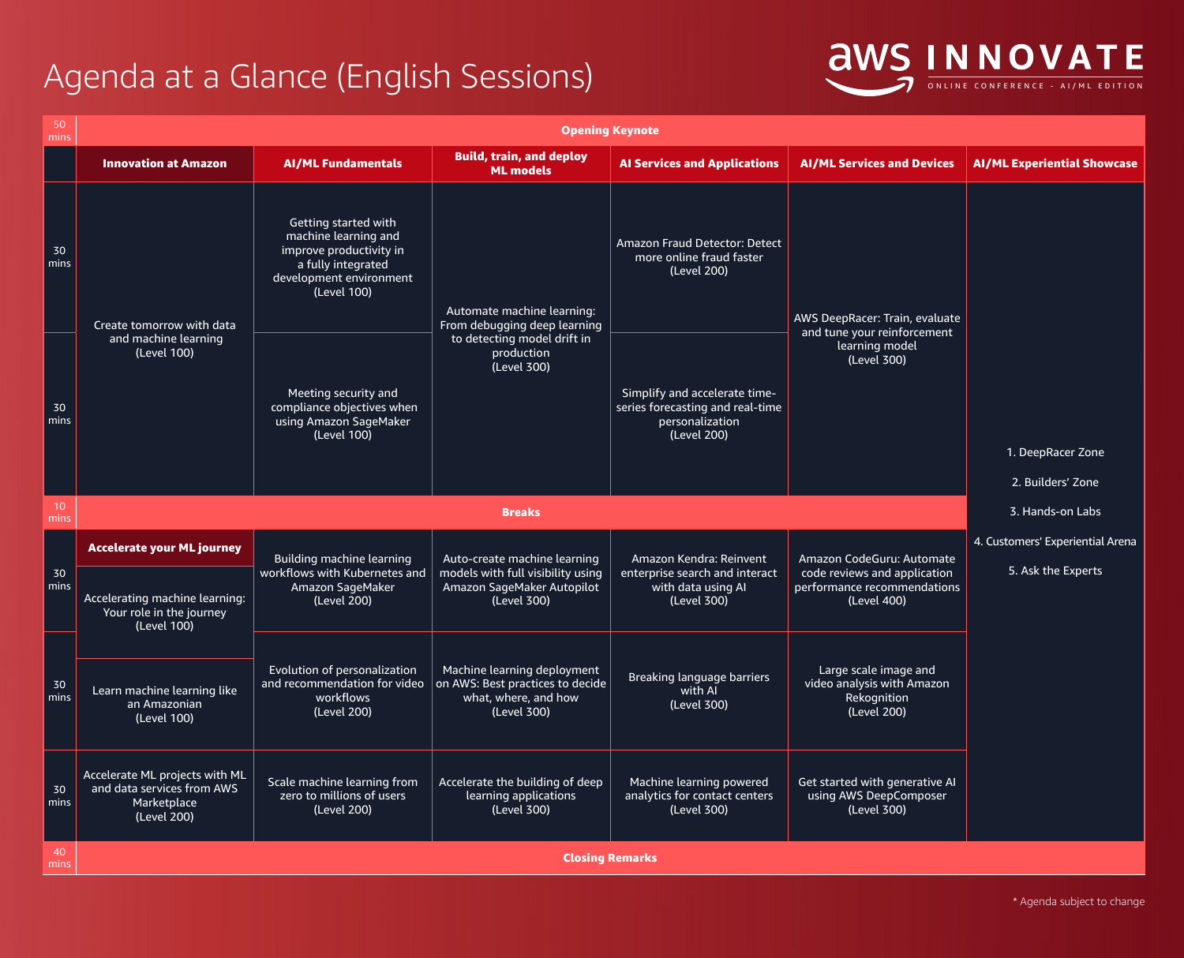# Agenda at a Glance (English Sessions)

**AWS INNOVATE**
ONLINE CONFERENCE - AI/ML EDITION

| | Innovation at Amazon | AI/ML Fundamentals | Build, train, and deploy ML models | AI Services and Applications | AI/ML Services and Devices | AI/ML Experiential Showcase |
|---|---|---|---|---|---|---|
| 50 mins | **Opening Keynote** | | | | | |
| 30 mins | Create tomorrow with data and machine learning (Level 100) | Getting started with machine learning and improve productivity in a fully integrated development environment (Level 100) | Automate machine learning: From debugging deep learning to detecting model drift in production (Level 300) | Amazon Fraud Detector: Detect more online fraud faster (Level 200) | AWS DeepRacer: Train, evaluate and tune your reinforcement learning model (Level 300) | 1. DeepRacer Zone<br>2. Builders' Zone<br>3. Hands-on Labs<br>4. Customers' Experiential Arena<br>5. Ask the Experts |
| 30 mins | | Meeting security and compliance objectives when using Amazon SageMaker (Level 100) | | Simplify and accelerate time-series forecasting and real-time personalization (Level 200) | | |
| 10 mins | **Breaks** | | | | | |
| 30 mins | **Accelerate your ML journey**<br>Accelerating machine learning: Your role in the journey (Level 100) | Building machine learning workflows with Kubernetes and Amazon SageMaker (Level 200) | Auto-create machine learning models with full visibility using Amazon SageMaker Autopilot (Level 300) | Amazon Kendra: Reinvent enterprise search and interact with data using AI (Level 300) | Amazon CodeGuru: Automate code reviews and application performance recommendations (Level 400) | |
| 30 mins | Learn machine learning like an Amazonian (Level 100) | Evolution of personalization and recommendation for video workflows (Level 200) | Machine learning deployment on AWS: Best practices to decide what, where, and how (Level 300) | Breaking language barriers with AI (Level 300) | Large scale image and video analysis with Amazon Rekognition (Level 200) | |
| 30 mins | Accelerate ML projects with ML and data services from AWS Marketplace (Level 200) | Scale machine learning from zero to millions of users (Level 200) | Accelerate the building of deep learning applications (Level 300) | Machine learning powered analytics for contact centers (Level 300) | Get started with generative AI using AWS DeepComposer (Level 300) | |
| 40 mins | **Closing Remarks** | | | | | |

* Agenda subject to change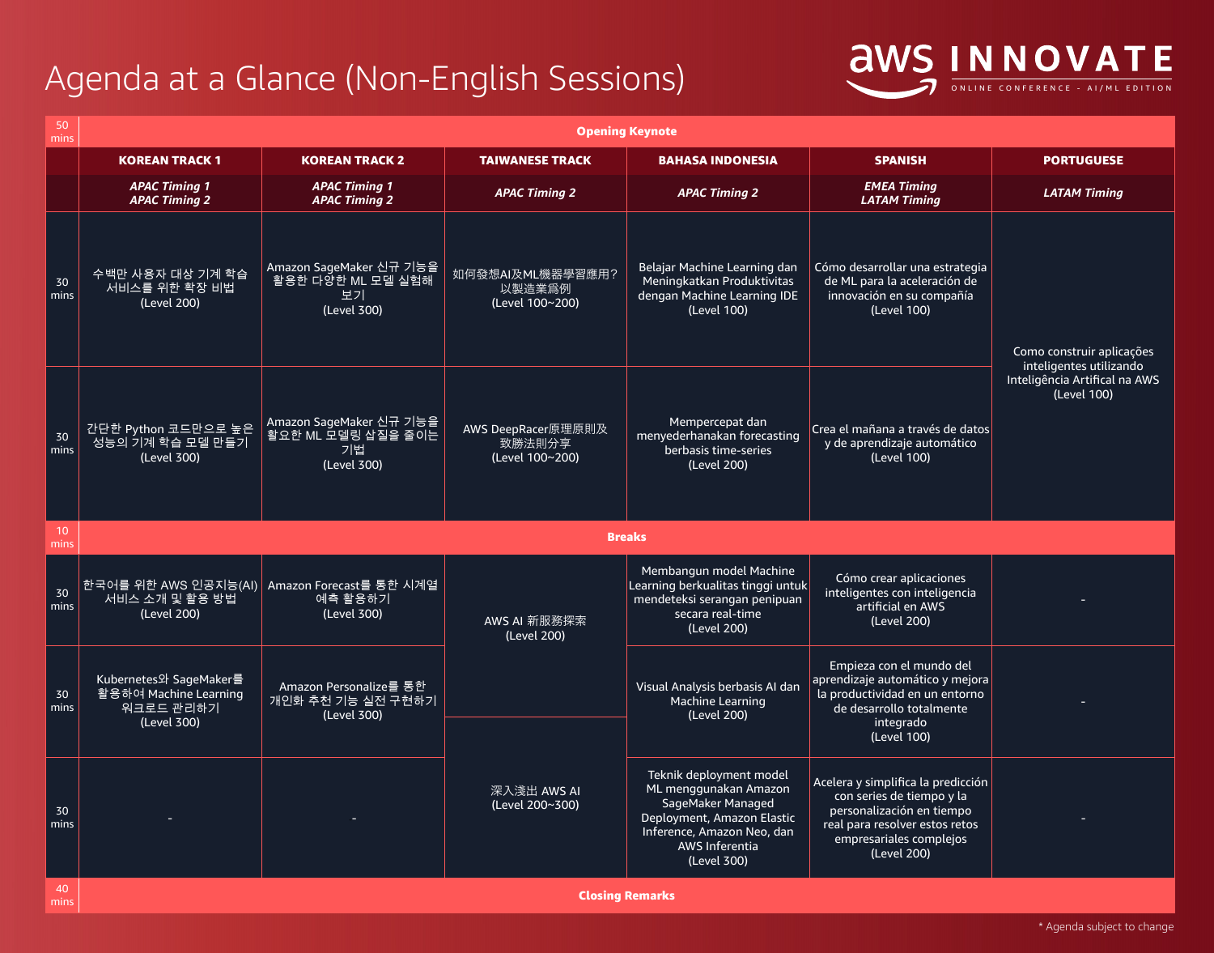# Agenda at a Glance (Non-English Sessions)

AWS INNOVATE
ONLINE CONFERENCE - AI/ML EDITION

| | | | | | | |
|---|---|---|---|---|---|---|
| 50 mins | **Opening Keynote** | | | | | |
| | **KOREAN TRACK 1** | **KOREAN TRACK 2** | **TAIWANESE TRACK** | **BAHASA INDONESIA** | **SPANISH** | **PORTUGUESE** |
| | ***APAC Timing 1*** ***APAC Timing 2*** | ***APAC Timing 1*** ***APAC Timing 2*** | ***APAC Timing 2*** | ***APAC Timing 2*** | ***EMEA Timing*** ***LATAM Timing*** | ***LATAM Timing*** |
| 30 mins | 수백만 사용자 대상 기계 학습 서비스를 위한 확장 비법 (Level 200) | Amazon SageMaker 신규 기능을 활용한 다양한 ML 모델 실험해 보기 (Level 300) | 如何發想AI及ML機器學習應用？以製造業爲例 (Level 100~200) | Belajar Machine Learning dan Meningkatkan Produktivitas dengan Machine Learning IDE (Level 100) | Cómo desarrollar una estrategia de ML para la aceleración de innovación en su compañía (Level 100) | Como construir aplicações inteligentes utilizando Inteligência Artifical na AWS (Level 100) |
| 30 mins | 간단한 Python 코드만으로 높은 성능의 기계 학습 모델 만들기 (Level 300) | Amazon SageMaker 신규 기능을 활요한 ML 모델링 삽질을 줄이는 기법 (Level 300) | AWS DeepRacer原理原則及致勝法則分享 (Level 100~200) | Mempercepat dan menyederhanakan forecasting berbasis time-series (Level 200) | Crea el mañana a través de datos y de aprendizaje automático (Level 100) | |
| 10 mins | **Breaks** | | | | | |
| 30 mins | 한국어를 위한 AWS 인공지능(AI) 서비스 소개 및 활용 방법 (Level 200) | Amazon Forecast를 통한 시계열 예측 활용하기 (Level 300) | AWS AI 新服務探索 (Level 200) | Membangun model Machine Learning berkualitas tinggi untuk mendeteksi serangan penipuan secara real-time (Level 200) | Cómo crear aplicaciones inteligentes con inteligencia artificial en AWS (Level 200) | - |
| 30 mins | Kubernetes와 SageMaker를 활용하여 Machine Learning 워크로드 관리하기 (Level 300) | Amazon Personalize를 통한 개인화 추천 기능 실전 구현하기 (Level 300) | | Visual Analysis berbasis AI dan Machine Learning (Level 200) | Empieza con el mundo del aprendizaje automático y mejora la productividad en un entorno de desarrollo totalmente integrado (Level 100) | - |
| 30 mins | - | - | 深入淺出 AWS AI (Level 200~300) | Teknik deployment model ML menggunakan Amazon SageMaker Managed Deployment, Amazon Elastic Inference, Amazon Neo, dan AWS Inferentia (Level 300) | Acelera y simplifica la predicción con series de tiempo y la personalización en tiempo real para resolver estos retos empresariales complejos (Level 200) | - |
| 40 mins | **Closing Remarks** | | | | | |

* Agenda subject to change